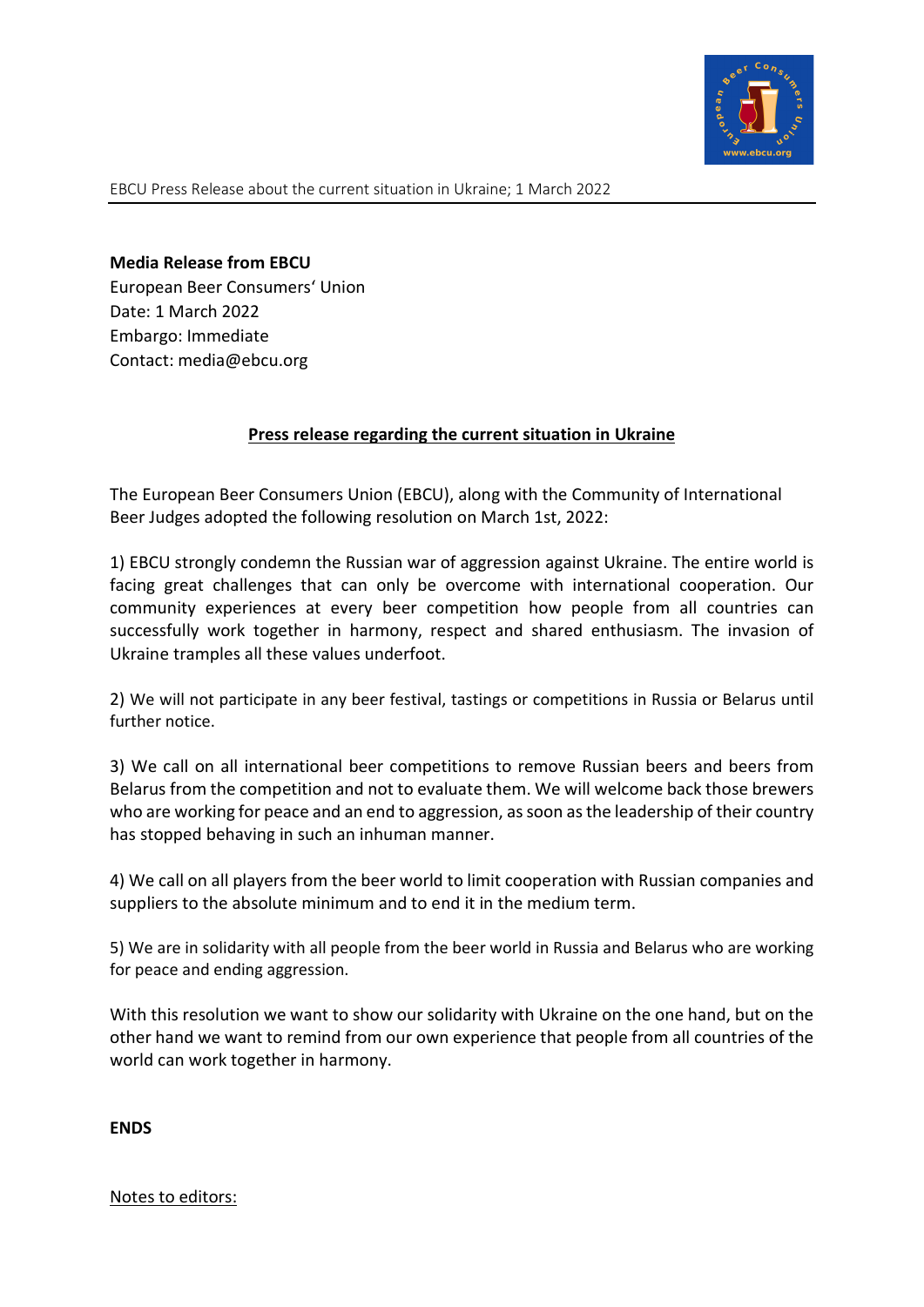**Media Release from EBCU**
European Beer Consumers' Union
Date: 1 March 2022
Embargo: Immediate
Contact: media@ebcu.org

## Press release regarding the current situation in Ukraine

The European Beer Consumers Union (EBCU), along with the Community of International Beer Judges adopted the following resolution on March 1st, 2022:

1) EBCU strongly condemn the Russian war of aggression against Ukraine. The entire world is facing great challenges that can only be overcome with international cooperation. Our community experiences at every beer competition how people from all countries can successfully work together in harmony, respect and shared enthusiasm. The invasion of Ukraine tramples all these values underfoot.

2) We will not participate in any beer festival, tastings or competitions in Russia or Belarus until further notice.

3) We call on all international beer competitions to remove Russian beers and beers from Belarus from the competition and not to evaluate them. We will welcome back those brewers who are working for peace and an end to aggression, as soon as the leadership of their country has stopped behaving in such an inhuman manner.

4) We call on all players from the beer world to limit cooperation with Russian companies and suppliers to the absolute minimum and to end it in the medium term.

5) We are in solidarity with all people from the beer world in Russia and Belarus who are working for peace and ending aggression.

With this resolution we want to show our solidarity with Ukraine on the one hand, but on the other hand we want to remind from our own experience that people from all countries of the world can work together in harmony.

**ENDS**

Notes to editors: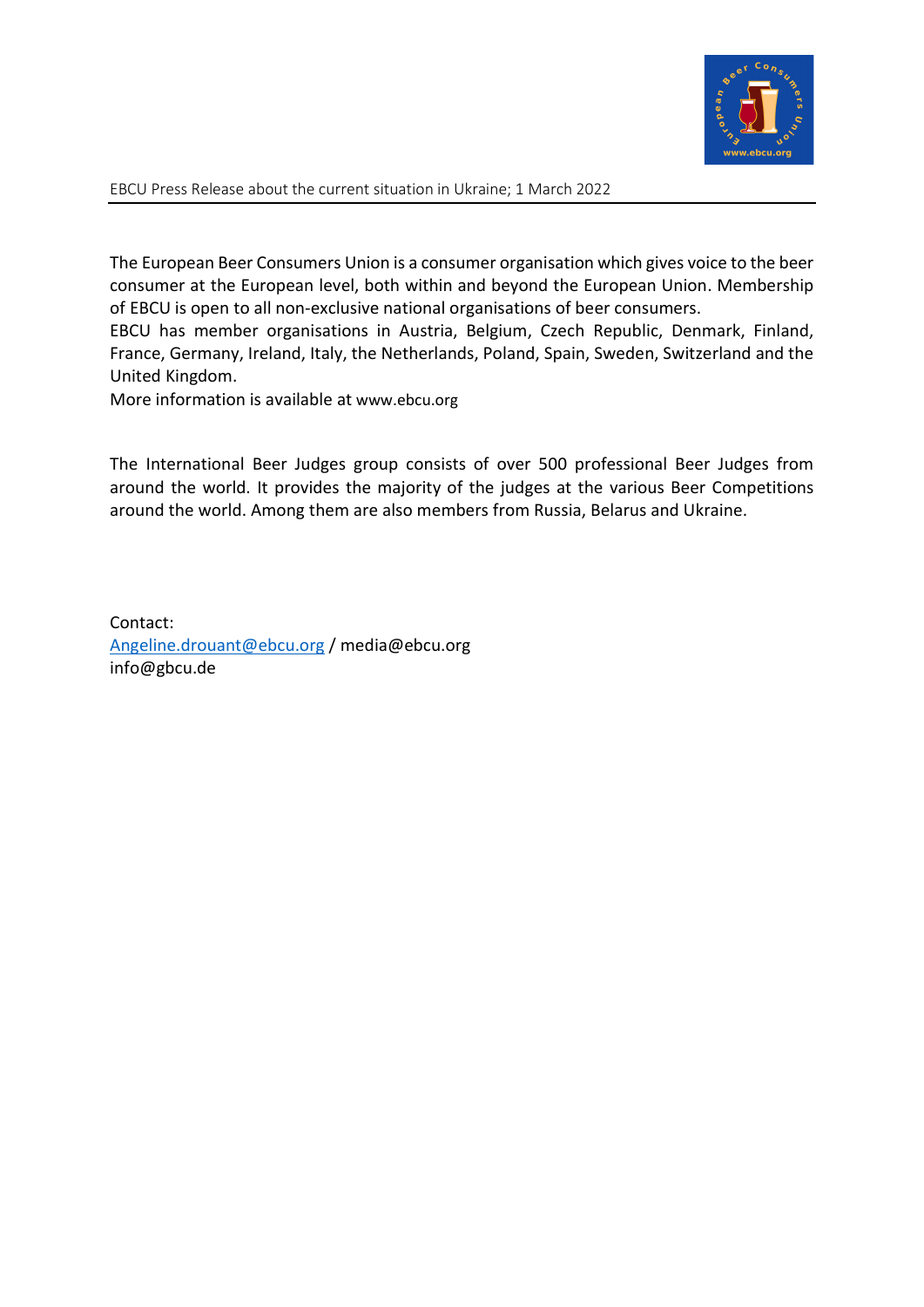The European Beer Consumers Union is a consumer organisation which gives voice to the beer consumer at the European level, both within and beyond the European Union. Membership of EBCU is open to all non-exclusive national organisations of beer consumers.
EBCU has member organisations in Austria, Belgium, Czech Republic, Denmark, Finland, France, Germany, Ireland, Italy, the Netherlands, Poland, Spain, Sweden, Switzerland and the United Kingdom.
More information is available at www.ebcu.org

The International Beer Judges group consists of over 500 professional Beer Judges from around the world. It provides the majority of the judges at the various Beer Competitions around the world. Among them are also members from Russia, Belarus and Ukraine.

Contact:
Angeline.drouant@ebcu.org / media@ebcu.org
info@gbcu.de